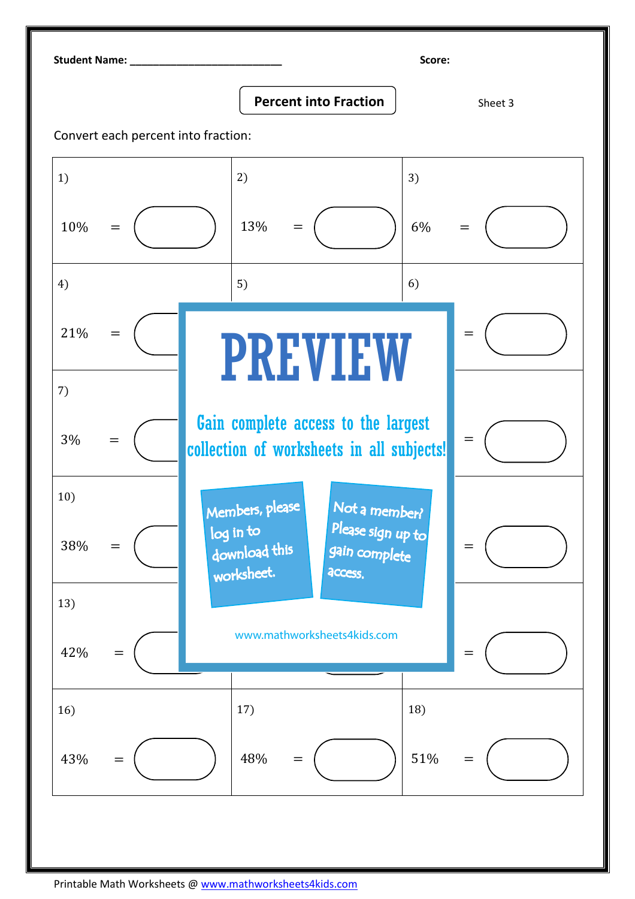**Student Name:** ___________________________ **Score:**

## Percent into Fraction

Sheet 3

Convert each percent into fraction:

| | | |
|---|---|---|
| 1) $10\% =$ | 2) $13\% =$ | 3) $6\% =$ |
| 4) $21\% =$ | 5) | 6) $=$ |
| 7) $3\% =$ | | $=$ |
| 10) $38\% =$ | | $=$ |
| 13) $42\% =$ | | $=$ |
| 16) $43\% =$ | 17) $48\% =$ | 18) $51\% =$ |

**PREVIEW**

Gain complete access to the largest collection of worksheets in all subjects!

Members, please log in to download this worksheet.

Not a member? Please sign up to gain complete access.

www.mathworksheets4kids.com

Printable Math Worksheets @ www.mathworksheets4kids.com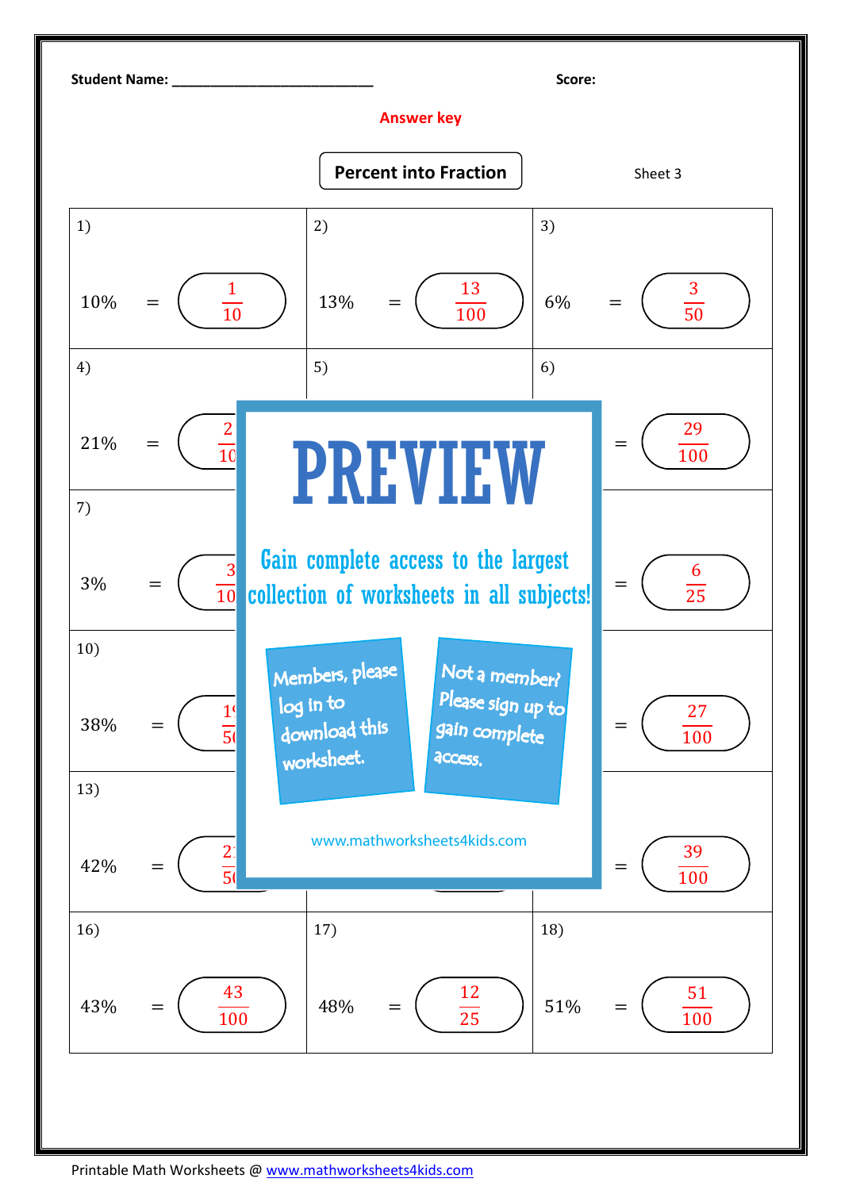**Student Name:** ___________________________ **Score:**

**Answer key**

## Percent into Fraction

Sheet 3

| | | |
|---|---|---|
| 1) $10\% = \frac{1}{10}$ | 2) $13\% = \frac{13}{100}$ | 3) $6\% = \frac{3}{50}$ |
| 4) $21\% = \frac{2}{10}$ | 5) | 6) $= \frac{29}{100}$ |
| 7) $3\% = \frac{3}{10}$ | | $= \frac{6}{25}$ |
| 10) $38\% = \frac{1}{5}$ | | $= \frac{27}{100}$ |
| 13) $42\% = \frac{2}{5}$ | | $= \frac{39}{100}$ |
| 16) $43\% = \frac{43}{100}$ | 17) $48\% = \frac{12}{25}$ | 18) $51\% = \frac{51}{100}$ |

PREVIEW

Gain complete access to the largest collection of worksheets in all subjects!

Members, please log in to download this worksheet.

Not a member? Please sign up to gain complete access.

www.mathworksheets4kids.com